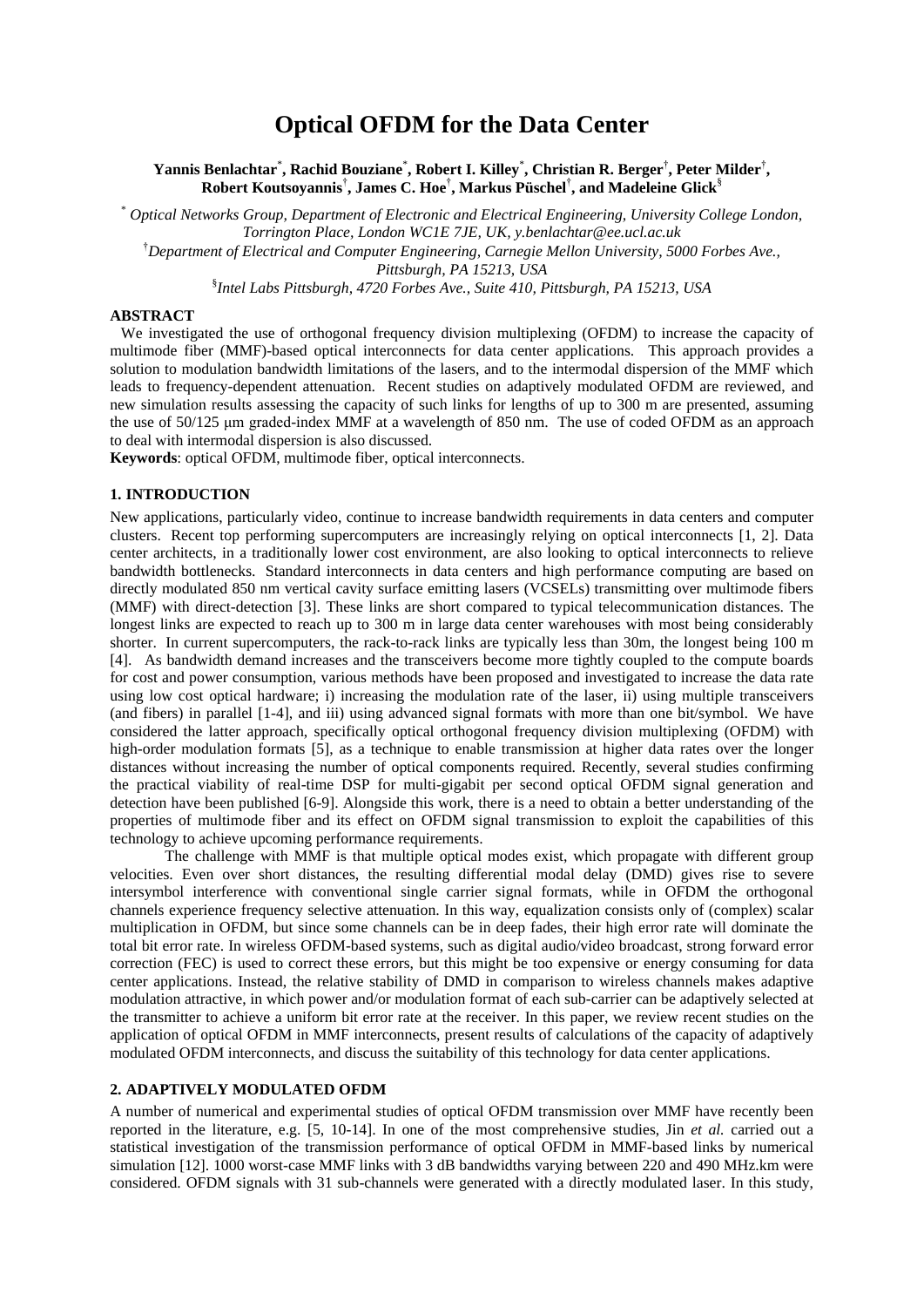# Optical OFDM for the Data Center

**Yannis Benlachtar[*], Rachid Bouziane[*], Robert I. Killey[*], Christian R. Berger[†], Peter Milder[†], Robert Koutsoyannis[†], James C. Hoe[†], Markus Püschel[†], and Madeleine Glick[§]**

[*] *Optical Networks Group, Department of Electronic and Electrical Engineering, University College London, Torrington Place, London WC1E 7JE, UK, y.benlachtar@ee.ucl.ac.uk*

[†] *Department of Electrical and Computer Engineering, Carnegie Mellon University, 5000 Forbes Ave., Pittsburgh, PA 15213, USA*

[§] *Intel Labs Pittsburgh, 4720 Forbes Ave., Suite 410, Pittsburgh, PA 15213, USA*

## ABSTRACT

We investigated the use of orthogonal frequency division multiplexing (OFDM) to increase the capacity of multimode fiber (MMF)-based optical interconnects for data center applications. This approach provides a solution to modulation bandwidth limitations of the lasers, and to the intermodal dispersion of the MMF which leads to frequency-dependent attenuation. Recent studies on adaptively modulated OFDM are reviewed, and new simulation results assessing the capacity of such links for lengths of up to 300 m are presented, assuming the use of 50/125 μm graded-index MMF at a wavelength of 850 nm. The use of coded OFDM as an approach to deal with intermodal dispersion is also discussed.

**Keywords**: optical OFDM, multimode fiber, optical interconnects.

## 1. INTRODUCTION

New applications, particularly video, continue to increase bandwidth requirements in data centers and computer clusters. Recent top performing supercomputers are increasingly relying on optical interconnects [1, 2]. Data center architects, in a traditionally lower cost environment, are also looking to optical interconnects to relieve bandwidth bottlenecks. Standard interconnects in data centers and high performance computing are based on directly modulated 850 nm vertical cavity surface emitting lasers (VCSELs) transmitting over multimode fibers (MMF) with direct-detection [3]. These links are short compared to typical telecommunication distances. The longest links are expected to reach up to 300 m in large data center warehouses with most being considerably shorter. In current supercomputers, the rack-to-rack links are typically less than 30m, the longest being 100 m [4]. As bandwidth demand increases and the transceivers become more tightly coupled to the compute boards for cost and power consumption, various methods have been proposed and investigated to increase the data rate using low cost optical hardware; i) increasing the modulation rate of the laser, ii) using multiple transceivers (and fibers) in parallel [1-4], and iii) using advanced signal formats with more than one bit/symbol. We have considered the latter approach, specifically optical orthogonal frequency division multiplexing (OFDM) with high-order modulation formats [5], as a technique to enable transmission at higher data rates over the longer distances without increasing the number of optical components required. Recently, several studies confirming the practical viability of real-time DSP for multi-gigabit per second optical OFDM signal generation and detection have been published [6-9]. Alongside this work, there is a need to obtain a better understanding of the properties of multimode fiber and its effect on OFDM signal transmission to exploit the capabilities of this technology to achieve upcoming performance requirements.

The challenge with MMF is that multiple optical modes exist, which propagate with different group velocities. Even over short distances, the resulting differential modal delay (DMD) gives rise to severe intersymbol interference with conventional single carrier signal formats, while in OFDM the orthogonal channels experience frequency selective attenuation. In this way, equalization consists only of (complex) scalar multiplication in OFDM, but since some channels can be in deep fades, their high error rate will dominate the total bit error rate. In wireless OFDM-based systems, such as digital audio/video broadcast, strong forward error correction (FEC) is used to correct these errors, but this might be too expensive or energy consuming for data center applications. Instead, the relative stability of DMD in comparison to wireless channels makes adaptive modulation attractive, in which power and/or modulation format of each sub-carrier can be adaptively selected at the transmitter to achieve a uniform bit error rate at the receiver. In this paper, we review recent studies on the application of optical OFDM in MMF interconnects, present results of calculations of the capacity of adaptively modulated OFDM interconnects, and discuss the suitability of this technology for data center applications.

## 2. ADAPTIVELY MODULATED OFDM

A number of numerical and experimental studies of optical OFDM transmission over MMF have recently been reported in the literature, e.g. [5, 10-14]. In one of the most comprehensive studies, Jin *et al.* carried out a statistical investigation of the transmission performance of optical OFDM in MMF-based links by numerical simulation [12]. 1000 worst-case MMF links with 3 dB bandwidths varying between 220 and 490 MHz.km were considered. OFDM signals with 31 sub-channels were generated with a directly modulated laser. In this study,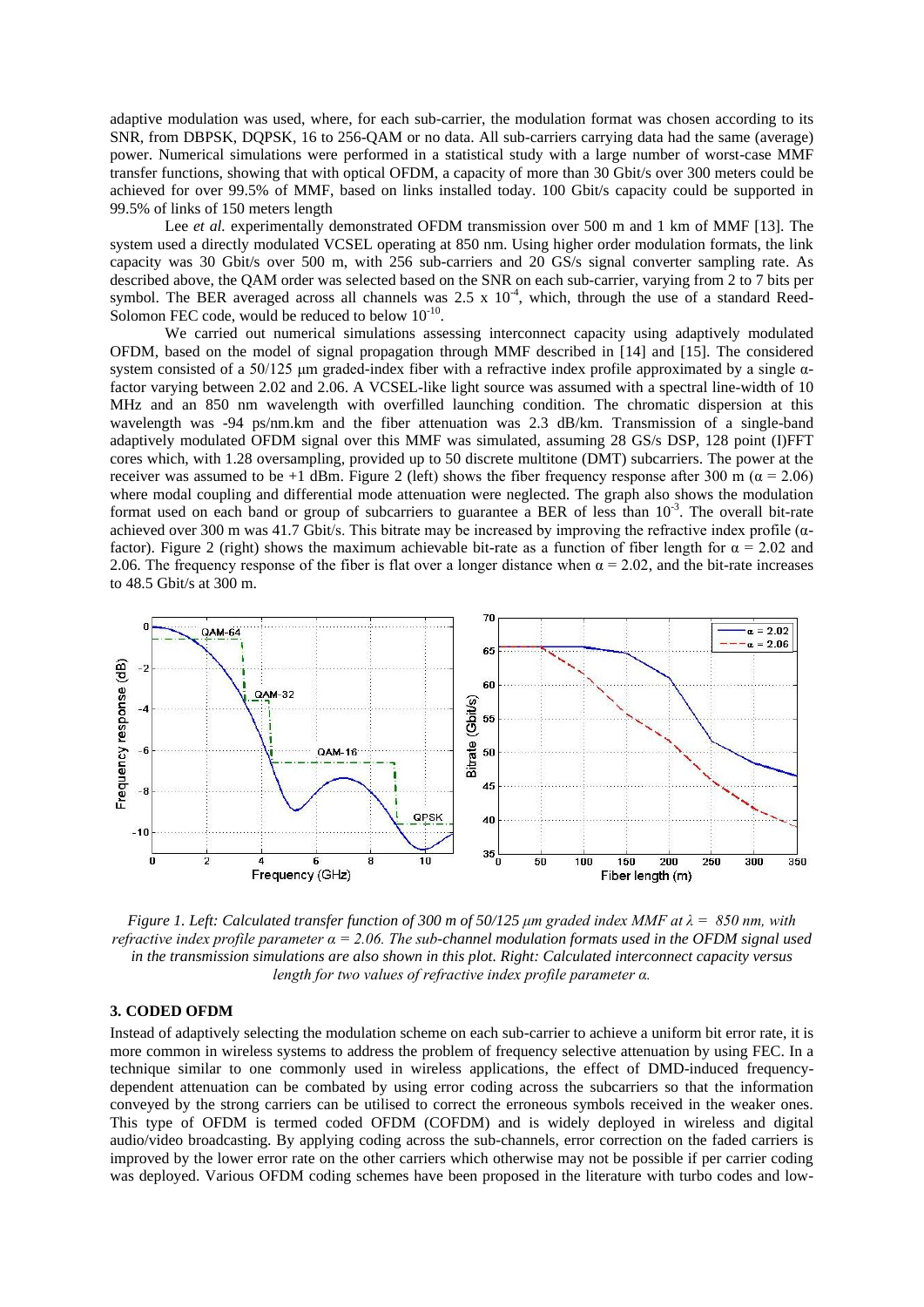adaptive modulation was used, where, for each sub-carrier, the modulation format was chosen according to its SNR, from DBPSK, DQPSK, 16 to 256-QAM or no data. All sub-carriers carrying data had the same (average) power. Numerical simulations were performed in a statistical study with a large number of worst-case MMF transfer functions, showing that with optical OFDM, a capacity of more than 30 Gbit/s over 300 meters could be achieved for over 99.5% of MMF, based on links installed today. 100 Gbit/s capacity could be supported in 99.5% of links of 150 meters length

Lee *et al.* experimentally demonstrated OFDM transmission over 500 m and 1 km of MMF [13]. The system used a directly modulated VCSEL operating at 850 nm. Using higher order modulation formats, the link capacity was 30 Gbit/s over 500 m, with 256 sub-carriers and 20 GS/s signal converter sampling rate. As described above, the QAM order was selected based on the SNR on each sub-carrier, varying from 2 to 7 bits per symbol. The BER averaged across all channels was $2.5 \times 10^{-4}$, which, through the use of a standard Reed-Solomon FEC code, would be reduced to below $10^{-10}$.

We carried out numerical simulations assessing interconnect capacity using adaptively modulated OFDM, based on the model of signal propagation through MMF described in [14] and [15]. The considered system consisted of a 50/125 µm graded-index fiber with a refractive index profile approximated by a single α-factor varying between 2.02 and 2.06. A VCSEL-like light source was assumed with a spectral line-width of 10 MHz and an 850 nm wavelength with overfilled launching condition. The chromatic dispersion at this wavelength was -94 ps/nm.km and the fiber attenuation was 2.3 dB/km. Transmission of a single-band adaptively modulated OFDM signal over this MMF was simulated, assuming 28 GS/s DSP, 128 point (I)FFT cores which, with 1.28 oversampling, provided up to 50 discrete multitone (DMT) subcarriers. The power at the receiver was assumed to be +1 dBm. Figure 2 (left) shows the fiber frequency response after 300 m ($\alpha = 2.06$) where modal coupling and differential mode attenuation were neglected. The graph also shows the modulation format used on each band or group of subcarriers to guarantee a BER of less than $10^{-3}$. The overall bit-rate achieved over 300 m was 41.7 Gbit/s. This bitrate may be increased by improving the refractive index profile (α-factor). Figure 2 (right) shows the maximum achievable bit-rate as a function of fiber length for $\alpha = 2.02$ and 2.06. The frequency response of the fiber is flat over a longer distance when $\alpha = 2.02$, and the bit-rate increases to 48.5 Gbit/s at 300 m.

*Figure 1. Left: Calculated transfer function of 300 m of 50/125 µm graded index MMF at $\lambda = 850$ nm, with refractive index profile parameter $\alpha = 2.06$. The sub-channel modulation formats used in the OFDM signal used in the transmission simulations are also shown in this plot. Right: Calculated interconnect capacity versus length for two values of refractive index profile parameter α.*

### 3. CODED OFDM

Instead of adaptively selecting the modulation scheme on each sub-carrier to achieve a uniform bit error rate, it is more common in wireless systems to address the problem of frequency selective attenuation by using FEC. In a technique similar to one commonly used in wireless applications, the effect of DMD-induced frequency-dependent attenuation can be combated by using error coding across the subcarriers so that the information conveyed by the strong carriers can be utilised to correct the erroneous symbols received in the weaker ones. This type of OFDM is termed coded OFDM (COFDM) and is widely deployed in wireless and digital audio/video broadcasting. By applying coding across the sub-channels, error correction on the faded carriers is improved by the lower error rate on the other carriers which otherwise may not be possible if per carrier coding was deployed. Various OFDM coding schemes have been proposed in the literature with turbo codes and low-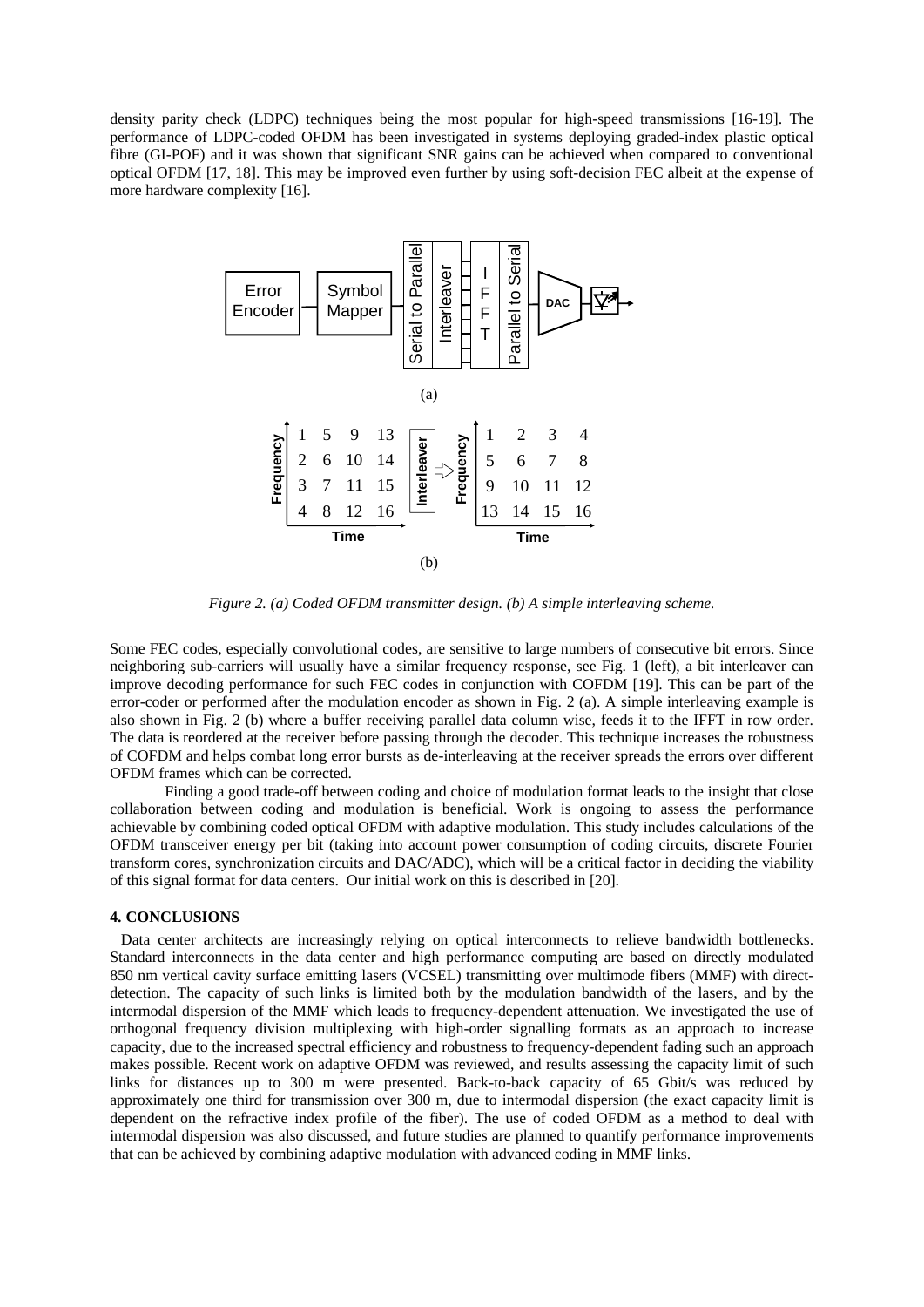density parity check (LDPC) techniques being the most popular for high-speed transmissions [16-19]. The performance of LDPC-coded OFDM has been investigated in systems deploying graded-index plastic optical fibre (GI-POF) and it was shown that significant SNR gains can be achieved when compared to conventional optical OFDM [17, 18]. This may be improved even further by using soft-decision FEC albeit at the expense of more hardware complexity [16].

*Figure 2. (a) Coded OFDM transmitter design. (b) A simple interleaving scheme.*

Some FEC codes, especially convolutional codes, are sensitive to large numbers of consecutive bit errors. Since neighboring sub-carriers will usually have a similar frequency response, see Fig. 1 (left), a bit interleaver can improve decoding performance for such FEC codes in conjunction with COFDM [19]. This can be part of the error-coder or performed after the modulation encoder as shown in Fig. 2 (a). A simple interleaving example is also shown in Fig. 2 (b) where a buffer receiving parallel data column wise, feeds it to the IFFT in row order. The data is reordered at the receiver before passing through the decoder. This technique increases the robustness of COFDM and helps combat long error bursts as de-interleaving at the receiver spreads the errors over different OFDM frames which can be corrected.

Finding a good trade-off between coding and choice of modulation format leads to the insight that close collaboration between coding and modulation is beneficial. Work is ongoing to assess the performance achievable by combining coded optical OFDM with adaptive modulation. This study includes calculations of the OFDM transceiver energy per bit (taking into account power consumption of coding circuits, discrete Fourier transform cores, synchronization circuits and DAC/ADC), which will be a critical factor in deciding the viability of this signal format for data centers. Our initial work on this is described in [20].

## 4. CONCLUSIONS

Data center architects are increasingly relying on optical interconnects to relieve bandwidth bottlenecks. Standard interconnects in the data center and high performance computing are based on directly modulated 850 nm vertical cavity surface emitting lasers (VCSEL) transmitting over multimode fibers (MMF) with direct-detection. The capacity of such links is limited both by the modulation bandwidth of the lasers, and by the intermodal dispersion of the MMF which leads to frequency-dependent attenuation. We investigated the use of orthogonal frequency division multiplexing with high-order signalling formats as an approach to increase capacity, due to the increased spectral efficiency and robustness to frequency-dependent fading such an approach makes possible. Recent work on adaptive OFDM was reviewed, and results assessing the capacity limit of such links for distances up to 300 m were presented. Back-to-back capacity of 65 Gbit/s was reduced by approximately one third for transmission over 300 m, due to intermodal dispersion (the exact capacity limit is dependent on the refractive index profile of the fiber). The use of coded OFDM as a method to deal with intermodal dispersion was also discussed, and future studies are planned to quantify performance improvements that can be achieved by combining adaptive modulation with advanced coding in MMF links.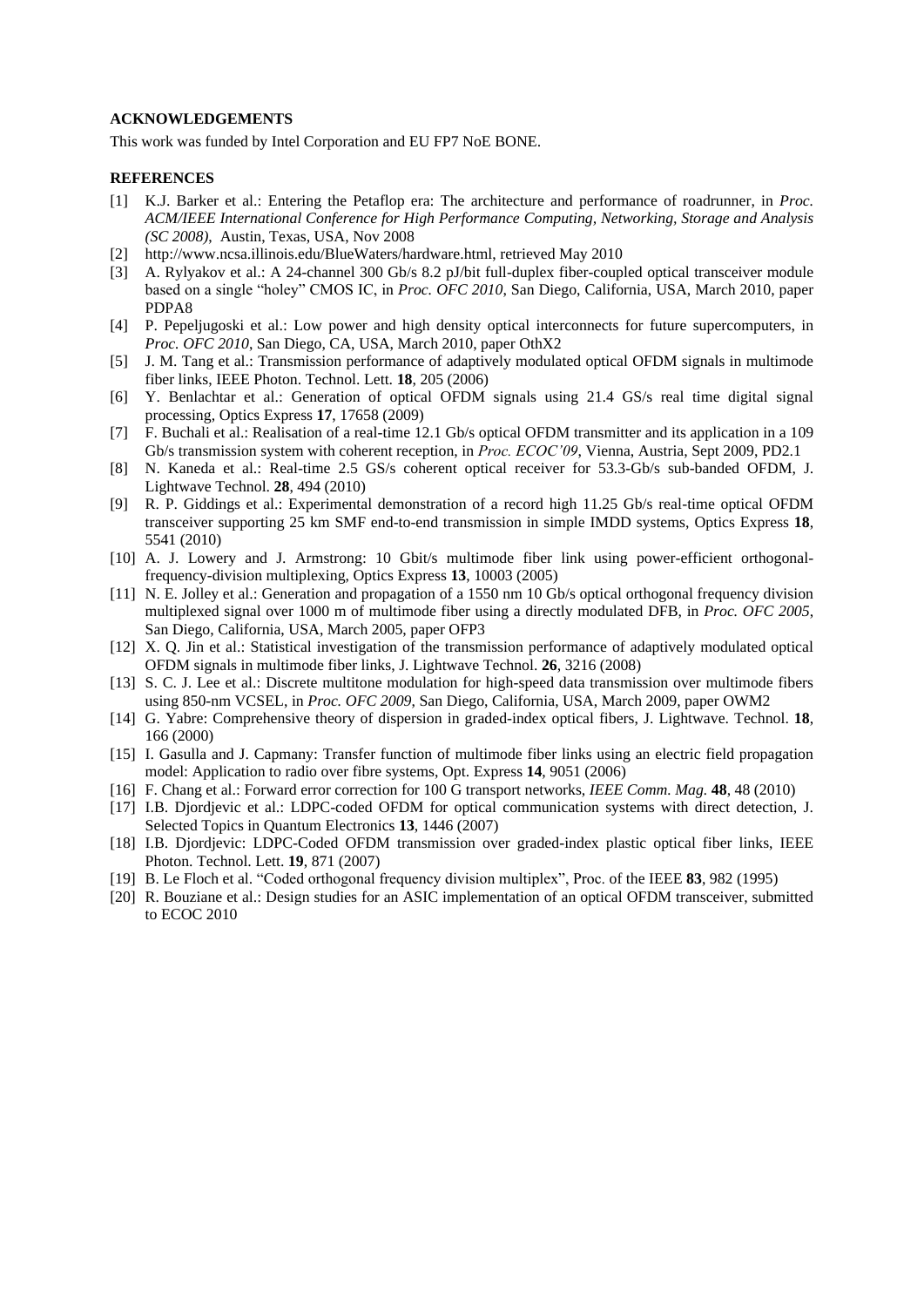## ACKNOWLEDGEMENTS

This work was funded by Intel Corporation and EU FP7 NoE BONE.

## REFERENCES

[1] K.J. Barker et al.: Entering the Petaflop era: The architecture and performance of roadrunner, in *Proc. ACM/IEEE International Conference for High Performance Computing, Networking, Storage and Analysis (SC 2008)*, Austin, Texas, USA, Nov 2008

[2] http://www.ncsa.illinois.edu/BlueWaters/hardware.html, retrieved May 2010

[3] A. Rylyakov et al.: A 24-channel 300 Gb/s 8.2 pJ/bit full-duplex fiber-coupled optical transceiver module based on a single "holey" CMOS IC, in *Proc. OFC 2010*, San Diego, California, USA, March 2010, paper PDPA8

[4] P. Pepeljugoski et al.: Low power and high density optical interconnects for future supercomputers, in *Proc. OFC 2010*, San Diego, CA, USA, March 2010, paper OthX2

[5] J. M. Tang et al.: Transmission performance of adaptively modulated optical OFDM signals in multimode fiber links, IEEE Photon. Technol. Lett. **18**, 205 (2006)

[6] Y. Benlachtar et al.: Generation of optical OFDM signals using 21.4 GS/s real time digital signal processing, Optics Express **17**, 17658 (2009)

[7] F. Buchali et al.: Realisation of a real-time 12.1 Gb/s optical OFDM transmitter and its application in a 109 Gb/s transmission system with coherent reception, in *Proc. ECOC'09*, Vienna, Austria, Sept 2009, PD2.1

[8] N. Kaneda et al.: Real-time 2.5 GS/s coherent optical receiver for 53.3-Gb/s sub-banded OFDM, J. Lightwave Technol. **28**, 494 (2010)

[9] R. P. Giddings et al.: Experimental demonstration of a record high 11.25 Gb/s real-time optical OFDM transceiver supporting 25 km SMF end-to-end transmission in simple IMDD systems, Optics Express **18**, 5541 (2010)

[10] A. J. Lowery and J. Armstrong: 10 Gbit/s multimode fiber link using power-efficient orthogonal-frequency-division multiplexing, Optics Express **13**, 10003 (2005)

[11] N. E. Jolley et al.: Generation and propagation of a 1550 nm 10 Gb/s optical orthogonal frequency division multiplexed signal over 1000 m of multimode fiber using a directly modulated DFB, in *Proc. OFC 2005*, San Diego, California, USA, March 2005, paper OFP3

[12] X. Q. Jin et al.: Statistical investigation of the transmission performance of adaptively modulated optical OFDM signals in multimode fiber links, J. Lightwave Technol. **26**, 3216 (2008)

[13] S. C. J. Lee et al.: Discrete multitone modulation for high-speed data transmission over multimode fibers using 850-nm VCSEL, in *Proc. OFC 2009*, San Diego, California, USA, March 2009, paper OWM2

[14] G. Yabre: Comprehensive theory of dispersion in graded-index optical fibers, J. Lightwave. Technol. **18**, 166 (2000)

[15] I. Gasulla and J. Capmany: Transfer function of multimode fiber links using an electric field propagation model: Application to radio over fibre systems, Opt. Express **14**, 9051 (2006)

[16] F. Chang et al.: Forward error correction for 100 G transport networks, *IEEE Comm. Mag.* **48**, 48 (2010)

[17] I.B. Djordjevic et al.: LDPC-coded OFDM for optical communication systems with direct detection, J. Selected Topics in Quantum Electronics **13**, 1446 (2007)

[18] I.B. Djordjevic: LDPC-Coded OFDM transmission over graded-index plastic optical fiber links, IEEE Photon. Technol. Lett. **19**, 871 (2007)

[19] B. Le Floch et al. "Coded orthogonal frequency division multiplex", Proc. of the IEEE **83**, 982 (1995)

[20] R. Bouziane et al.: Design studies for an ASIC implementation of an optical OFDM transceiver, submitted to ECOC 2010